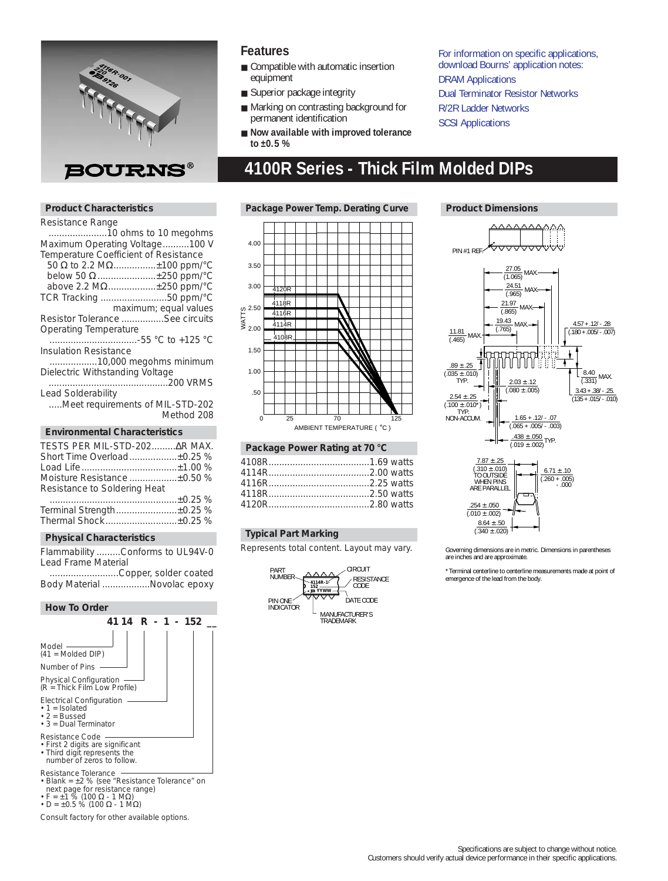# 4100R Series - Thick Film Molded DIPs

## Features

- Compatible with automatic insertion equipment
- Superior package integrity
- Marking on contrasting background for permanent identification
- **Now available with improved tolerance to ±0.5 %**

For information on specific applications, download Bourns' application notes:
DRAM Applications
Dual Terminator Resistor Networks
R/2R Ladder Networks
SCSI Applications

## Product Characteristics

Resistance Range ......................10 ohms to 10 megohms
Maximum Operating Voltage..........100 V
Temperature Coefficient of Resistance
- 50 Ω to 2.2 MΩ................±100 ppm/°C
- below 50 Ω......................±250 ppm/°C
- above 2.2 MΩ..................±250 ppm/°C

TCR Tracking .........................50 ppm/°C maximum; equal values
Resistor Tolerance ................See circuits
Operating Temperature .................................-55 °C to +125 °C
Insulation Resistance ..................10,000 megohms minimum
Dielectric Withstanding Voltage .............................................200 VRMS
Lead Solderability .....Meet requirements of MIL-STD-202 Method 208

## Environmental Characteristics

| TESTS PER MIL-STD-202 | ΔR MAX. |
|---|---|
| Short Time Overload | ±0.25 % |
| Load Life | ±1.00 % |
| Moisture Resistance | ±0.50 % |
| Resistance to Soldering Heat | ±0.25 % |
| Terminal Strength | ±0.25 % |
| Thermal Shock | ±0.25 % |

## Physical Characteristics

Flammability .........Conforms to UL94V-0
Lead Frame Material ..........................Copper, solder coated
Body Material ..................Novolac epoxy

## How To Order

**41 14 R - 1 - 152 __**

- Model (41 = Molded DIP)
- Number of Pins
- Physical Configuration (R = Thick Film Low Profile)
- Electrical Configuration
  - 1 = Isolated
  - 2 = Bussed
  - 3 = Dual Terminator
- Resistance Code
  - First 2 digits are significant
  - Third digit represents the number of zeros to follow.
- Resistance Tolerance
  - Blank = ±2 % (see "Resistance Tolerance" on next page for resistance range)
  - F = ±1 % (100 Ω - 1 MΩ)
  - D = ±0.5 % (100 Ω - 1 MΩ)

Consult factory for other available options.

## Package Power Temp. Derating Curve

WATTS (0 to 4.00) vs. AMBIENT TEMPERATURE ( °C ) (0 to 125); curves for 4120R, 4118R, 4116R, 4114R, 4108R, flat to 70 °C, derating to zero at 125 °C.

## Package Power Rating at 70 °C

| Model | Rating |
|---|---|
| 4108R | 1.69 watts |
| 4114R | 2.00 watts |
| 4116R | 2.25 watts |
| 4118R | 2.50 watts |
| 4120R | 2.80 watts |

## Typical Part Marking

Represents total content. Layout may vary.

PART NUMBER; CIRCUIT; RESISTANCE CODE; DATE CODE; PIN ONE INDICATOR; MANUFACTURER'S TRADEMARK (example marking: 4114R-1, 152, YYWW)

## Product Dimensions

PIN #1 REF.

- 27.05 (1.065) MAX.
- 24.51 (.965) MAX.
- 21.97 (.865) MAX.
- 19.43 (.765) MAX.
- 11.81 (.465) MAX.
- 4.57 + .12/ - .28 (.180 + .005/ - .007)
- .89 ± .25 (.035 ± .010) TYP.
- 2.03 ± .12 (.080 ± .005)
- 8.40 (.331) MAX.
- 2.54 ± .25 (.100 ± .010*) TYP. NON-ACCUM.
- 3.43 + .38/ - .25 (135 + .015/ - .010)
- 1.65 + .12/ - .07 (.065 + .005/ - .003)
- .438 ± .050 (.019 ± .002) TYP.
- 7.87 ± .25 (.310 ± .010) TO OUTSIDE WHEN PINS ARE PARALLEL
- 6.71 ± .10 (.260 + .005/ - .000)
- .254 ± .050 (.010 ± .002)
- 8.64 ± .50 (.340 ± .020)

Governing dimensions are in metric. Dimensions in parentheses are inches and are approximate.

* Terminal centerline to centerline measurements made at point of emergence of the lead from the body.

Specifications are subject to change without notice.
Customers should verify actual device performance in their specific applications.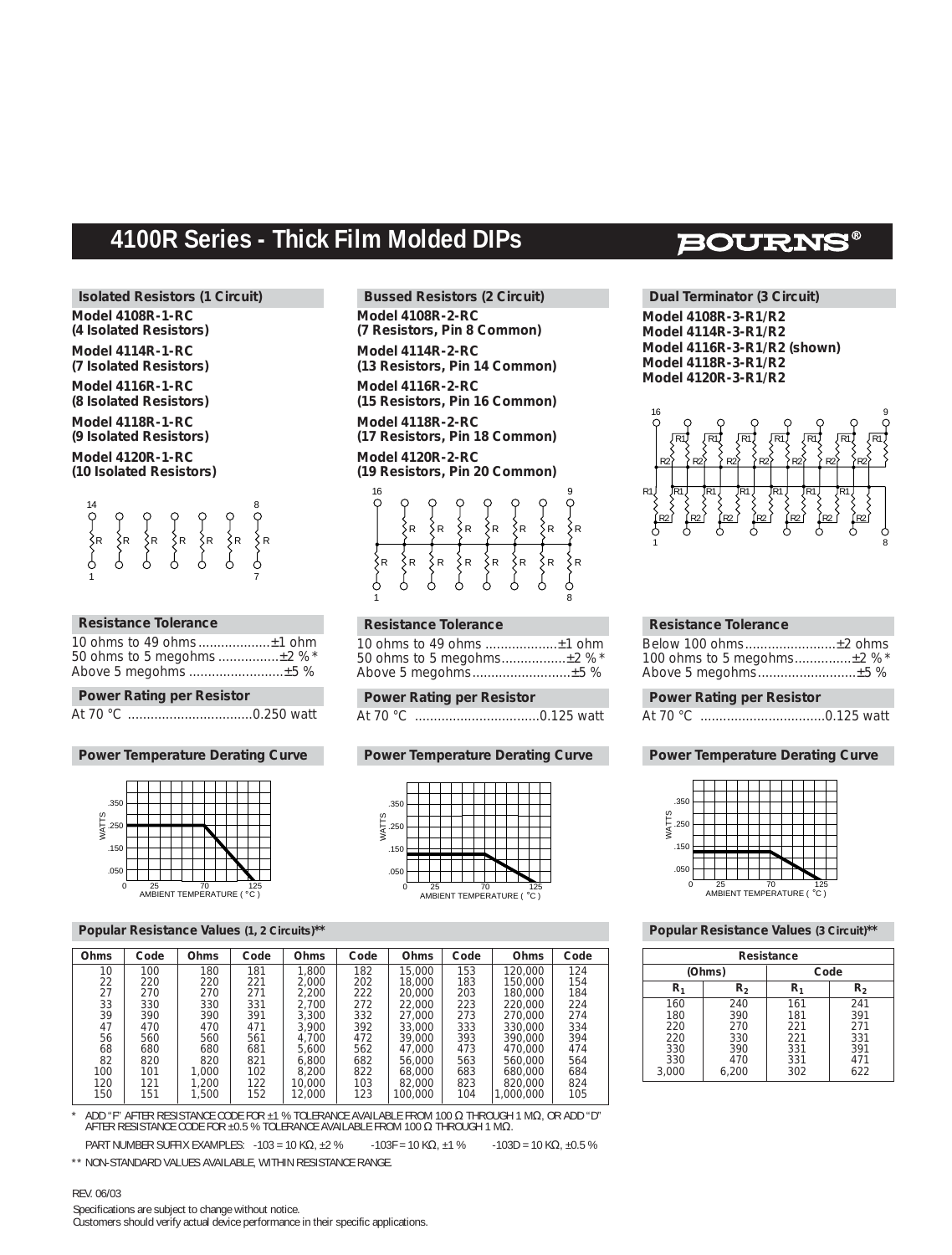# 4100R Series - Thick Film Molded DIPs

BOURNS®

## Isolated Resistors (1 Circuit)

**Model 4108R-1-RC**
**(4 Isolated Resistors)**

**Model 4114R-1-RC**
**(7 Isolated Resistors)**

**Model 4116R-1-RC**
**(8 Isolated Resistors)**

**Model 4118R-1-RC**
**(9 Isolated Resistors)**

**Model 4120R-1-RC**
**(10 Isolated Resistors)**

14 8
R R R R R R R
1 7

### Resistance Tolerance

10 ohms to 49 ohms ...................±1 ohm
50 ohms to 5 megohms ................±2 % *
Above 5 megohms .........................±5 %

### Power Rating per Resistor

At 70 °C .................................0.250 watt

### Power Temperature Derating Curve

WATTS
.350
.250
.150
.050
0 25 70 125
AMBIENT TEMPERATURE ( °C )

## Bussed Resistors (2 Circuit)

**Model 4108R-2-RC**
**(7 Resistors, Pin 8 Common)**

**Model 4114R-2-RC**
**(13 Resistors, Pin 14 Common)**

**Model 4116R-2-RC**
**(15 Resistors, Pin 16 Common)**

**Model 4118R-2-RC**
**(17 Resistors, Pin 18 Common)**

**Model 4120R-2-RC**
**(19 Resistors, Pin 20 Common)**

16 9
R R R R R R R
R R R R R R R R
1 8

### Resistance Tolerance

10 ohms to 49 ohms ...................±1 ohm
50 ohms to 5 megohms.................±2 % *
Above 5 megohms..........................±5 %

### Power Rating per Resistor

At 70 °C .................................0.125 watt

### Power Temperature Derating Curve

WATTS
.350
.250
.150
.050
0 25 70 125
AMBIENT TEMPERATURE ( °C )

## Dual Terminator (3 Circuit)

**Model 4108R-3-R1/R2**
**Model 4114R-3-R1/R2**
**Model 4116R-3-R1/R2 (shown)**
**Model 4118R-3-R1/R2**
**Model 4120R-3-R1/R2**

16 9
R1 R1 R1 R1 R1 R1 R1
R2 R2 R2 R2 R2 R2 R2
R1 R1 R1 R1 R1 R1 R1
R2 R2 R2 R2 R2 R2 R2
1 8

### Resistance Tolerance

Below 100 ohms........................±2 ohms
100 ohms to 5 megohms...............±2 % *
Above 5 megohms..........................±5 %

### Power Rating per Resistor

At 70 °C .................................0.125 watt

### Power Temperature Derating Curve

WATTS
.350
.250
.150
.050
0 25 70 125
AMBIENT TEMPERATURE ( °C )

## Popular Resistance Values (1, 2 Circuits)**

| Ohms | Code | Ohms | Code | Ohms | Code | Ohms | Code | Ohms | Code |
|---|---|---|---|---|---|---|---|---|---|
| 10 | 100 | 180 | 181 | 1,800 | 182 | 15,000 | 153 | 120,000 | 124 |
| 22 | 220 | 220 | 221 | 2,000 | 202 | 18,000 | 183 | 150,000 | 154 |
| 27 | 270 | 270 | 271 | 2,200 | 222 | 20,000 | 203 | 180,000 | 184 |
| 33 | 330 | 330 | 331 | 2,700 | 272 | 22,000 | 223 | 220,000 | 224 |
| 39 | 390 | 390 | 391 | 3,300 | 332 | 27,000 | 273 | 270,000 | 274 |
| 47 | 470 | 470 | 471 | 3,900 | 392 | 33,000 | 333 | 330,000 | 334 |
| 56 | 560 | 560 | 561 | 4,700 | 472 | 39,000 | 393 | 390,000 | 394 |
| 68 | 680 | 680 | 681 | 5,600 | 562 | 47,000 | 473 | 470,000 | 474 |
| 82 | 820 | 820 | 821 | 6,800 | 682 | 56,000 | 563 | 560,000 | 564 |
| 100 | 101 | 1,000 | 102 | 8,200 | 822 | 68,000 | 683 | 680,000 | 684 |
| 120 | 121 | 1,200 | 122 | 10,000 | 103 | 82,000 | 823 | 820,000 | 824 |
| 150 | 151 | 1,500 | 152 | 12,000 | 123 | 100,000 | 104 | 1,000,000 | 105 |

## Popular Resistance Values (3 Circuit)**

| Resistance | | | |
|---|---|---|---|
| (Ohms) | | Code | |
| $R_1$ | $R_2$ | $R_1$ | $R_2$ |
| 160 | 240 | 161 | 241 |
| 180 | 390 | 181 | 391 |
| 220 | 270 | 221 | 271 |
| 220 | 330 | 221 | 331 |
| 330 | 390 | 331 | 391 |
| 330 | 470 | 331 | 471 |
| 3,000 | 6,200 | 302 | 622 |

\* ADD "F" AFTER RESISTANCE CODE FOR ±1 % TOLERANCE AVAILABLE FROM 100 Ω THROUGH 1 MΩ, OR ADD "D" AFTER RESISTANCE CODE FOR ±0.5 % TOLERANCE AVAILABLE FROM 100 Ω THROUGH 1 MΩ.

PART NUMBER SUFFIX EXAMPLES: -103 = 10 KΩ, ±2 % -103F = 10 KΩ, ±1 % -103D = 10 KΩ, ±0.5 %

** NON-STANDARD VALUES AVAILABLE, WITHIN RESISTANCE RANGE.

REV. 06/03

Specifications are subject to change without notice.
Customers should verify actual device performance in their specific applications.